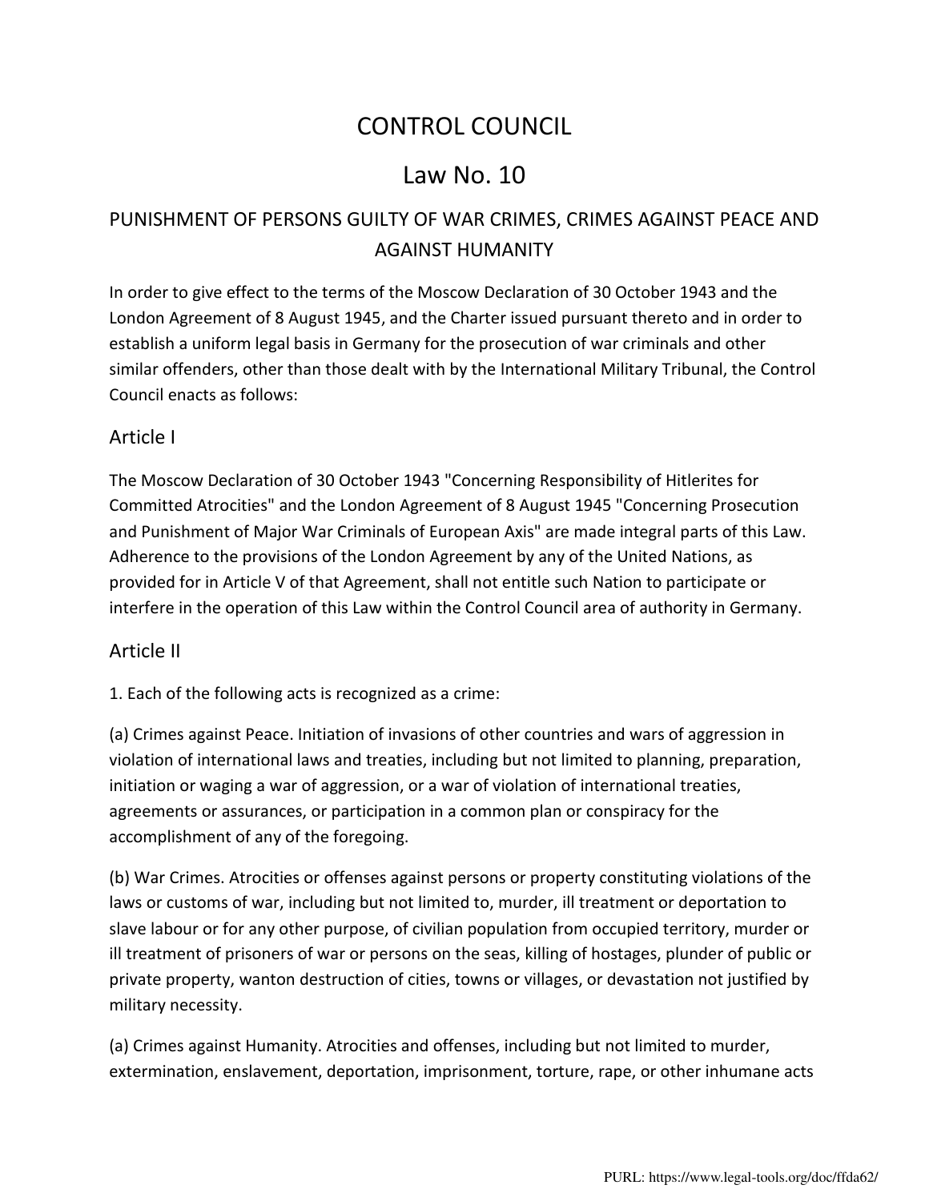# CONTROL COUNCIL

## Law No. 10

### PUNISHMENT OF PERSONS GUILTY OF WAR CRIMES, CRIMES AGAINST PEACE AND AGAINST HUMANITY

In order to give effect to the terms of the Moscow Declaration of 30 October 1943 and the London Agreement of 8 August 1945, and the Charter issued pursuant thereto and in order to establish a uniform legal basis in Germany for the prosecution of war criminals and other similar offenders, other than those dealt with by the International Military Tribunal, the Control Council enacts as follows:

## Article I

The Moscow Declaration of 30 October 1943 "Concerning Responsibility of Hitlerites for Committed Atrocities" and the London Agreement of 8 August 1945 "Concerning Prosecution and Punishment of Major War Criminals of European Axis" are made integral parts of this Law. Adherence to the provisions of the London Agreement by any of the United Nations, as provided for in Article V of that Agreement, shall not entitle such Nation to participate or interfere in the operation of this Law within the Control Council area of authority in Germany.

## Article II

1. Each of the following acts is recognized as a crime:

(a) Crimes against Peace. Initiation of invasions of other countries and wars of aggression in violation of international laws and treaties, including but not limited to planning, preparation, initiation or waging a war of aggression, or a war of violation of international treaties, agreements or assurances, or participation in a common plan or conspiracy for the accomplishment of any of the foregoing.

(b) War Crimes. Atrocities or offenses against persons or property constituting violations of the laws or customs of war, including but not limited to, murder, ill treatment or deportation to slave labour or for any other purpose, of civilian population from occupied territory, murder or ill treatment of prisoners of war or persons on the seas, killing of hostages, plunder of public or private property, wanton destruction of cities, towns or villages, or devastation not justified by military necessity.

(a) Crimes against Humanity. Atrocities and offenses, including but not limited to murder, extermination, enslavement, deportation, imprisonment, torture, rape, or other inhumane acts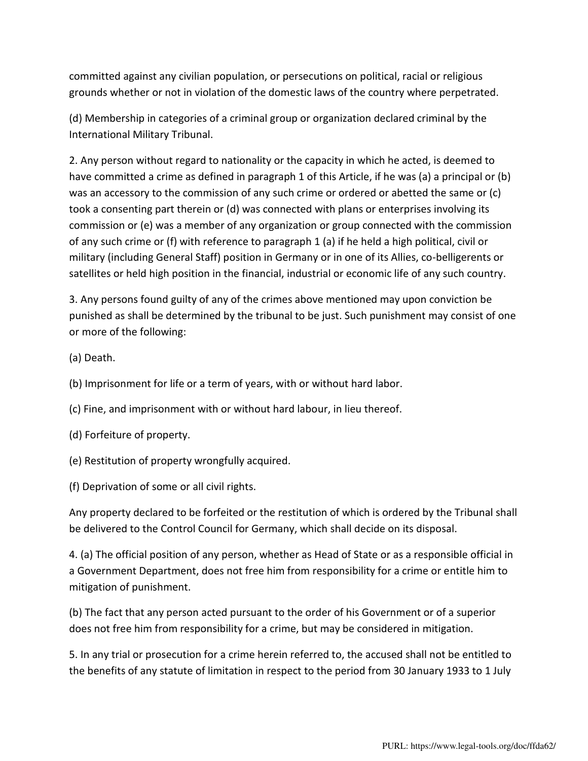committed against any civilian population, or persecutions on political, racial or religious grounds whether or not in violation of the domestic laws of the country where perpetrated.

(d) Membership in categories of a criminal group or organization declared criminal by the International Military Tribunal.

2. Any person without regard to nationality or the capacity in which he acted, is deemed to have committed a crime as defined in paragraph 1 of this Article, if he was (a) a principal or (b) was an accessory to the commission of any such crime or ordered or abetted the same or (c) took a consenting part therein or (d) was connected with plans or enterprises involving its commission or (e) was a member of any organization or group connected with the commission of any such crime or (f) with reference to paragraph 1 (a) if he held a high political, civil or military (including General Staff) position in Germany or in one of its Allies, co-belligerents or satellites or held high position in the financial, industrial or economic life of any such country.

3. Any persons found guilty of any of the crimes above mentioned may upon conviction be punished as shall be determined by the tribunal to be just. Such punishment may consist of one or more of the following:

(a) Death.

(b) Imprisonment for life or a term of years, with or without hard labor.

(c) Fine, and imprisonment with or without hard labour, in lieu thereof.

(d) Forfeiture of property.

(e) Restitution of property wrongfully acquired.

(f) Deprivation of some or all civil rights.

Any property declared to be forfeited or the restitution of which is ordered by the Tribunal shall be delivered to the Control Council for Germany, which shall decide on its disposal.

4. (a) The official position of any person, whether as Head of State or as a responsible official in a Government Department, does not free him from responsibility for a crime or entitle him to mitigation of punishment.

(b) The fact that any person acted pursuant to the order of his Government or of a superior does not free him from responsibility for a crime, but may be considered in mitigation.

5. In any trial or prosecution for a crime herein referred to, the accused shall not be entitled to the benefits of any statute of limitation in respect to the period from 30 January 1933 to 1 July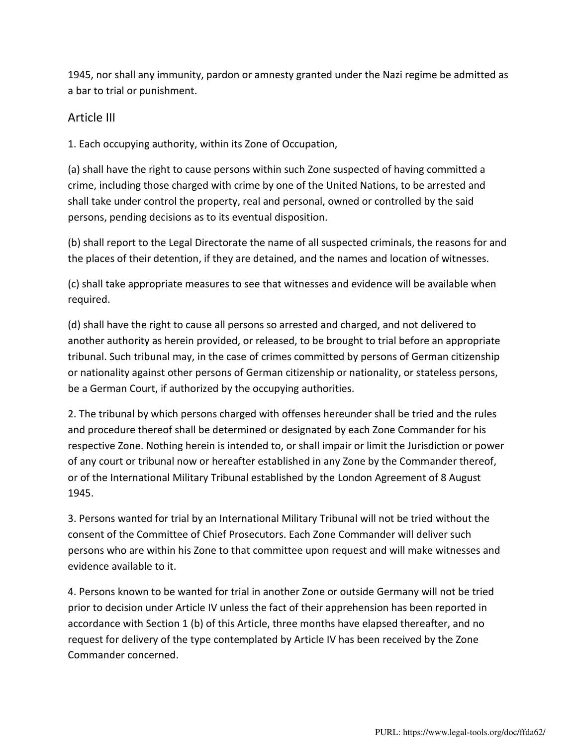1945, nor shall any immunity, pardon or amnesty granted under the Nazi regime be admitted as a bar to trial or punishment.

## Article III

1. Each occupying authority, within its Zone of Occupation,

(a) shall have the right to cause persons within such Zone suspected of having committed a crime, including those charged with crime by one of the United Nations, to be arrested and shall take under control the property, real and personal, owned or controlled by the said persons, pending decisions as to its eventual disposition.

(b) shall report to the Legal Directorate the name of all suspected criminals, the reasons for and the places of their detention, if they are detained, and the names and location of witnesses.

(c) shall take appropriate measures to see that witnesses and evidence will be available when required.

(d) shall have the right to cause all persons so arrested and charged, and not delivered to another authority as herein provided, or released, to be brought to trial before an appropriate tribunal. Such tribunal may, in the case of crimes committed by persons of German citizenship or nationality against other persons of German citizenship or nationality, or stateless persons, be a German Court, if authorized by the occupying authorities.

2. The tribunal by which persons charged with offenses hereunder shall be tried and the rules and procedure thereof shall be determined or designated by each Zone Commander for his respective Zone. Nothing herein is intended to, or shall impair or limit the Jurisdiction or power of any court or tribunal now or hereafter established in any Zone by the Commander thereof, or of the International Military Tribunal established by the London Agreement of 8 August 1945.

3. Persons wanted for trial by an International Military Tribunal will not be tried without the consent of the Committee of Chief Prosecutors. Each Zone Commander will deliver such persons who are within his Zone to that committee upon request and will make witnesses and evidence available to it.

4. Persons known to be wanted for trial in another Zone or outside Germany will not be tried prior to decision under Article IV unless the fact of their apprehension has been reported in accordance with Section 1 (b) of this Article, three months have elapsed thereafter, and no request for delivery of the type contemplated by Article IV has been received by the Zone Commander concerned.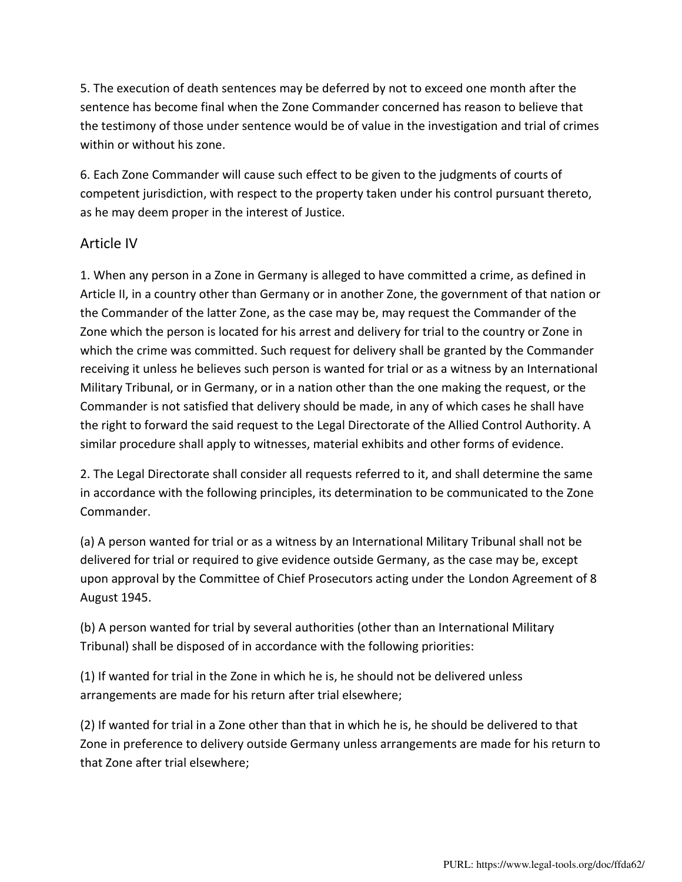5. The execution of death sentences may be deferred by not to exceed one month after the sentence has become final when the Zone Commander concerned has reason to believe that the testimony of those under sentence would be of value in the investigation and trial of crimes within or without his zone.

6. Each Zone Commander will cause such effect to be given to the judgments of courts of competent jurisdiction, with respect to the property taken under his control pursuant thereto, as he may deem proper in the interest of Justice.

## Article IV

1. When any person in a Zone in Germany is alleged to have committed a crime, as defined in Article II, in a country other than Germany or in another Zone, the government of that nation or the Commander of the latter Zone, as the case may be, may request the Commander of the Zone which the person is located for his arrest and delivery for trial to the country or Zone in which the crime was committed. Such request for delivery shall be granted by the Commander receiving it unless he believes such person is wanted for trial or as a witness by an International Military Tribunal, or in Germany, or in a nation other than the one making the request, or the Commander is not satisfied that delivery should be made, in any of which cases he shall have the right to forward the said request to the Legal Directorate of the Allied Control Authority. A similar procedure shall apply to witnesses, material exhibits and other forms of evidence.

2. The Legal Directorate shall consider all requests referred to it, and shall determine the same in accordance with the following principles, its determination to be communicated to the Zone Commander.

(a) A person wanted for trial or as a witness by an International Military Tribunal shall not be delivered for trial or required to give evidence outside Germany, as the case may be, except upon approval by the Committee of Chief Prosecutors acting under the London Agreement of 8 August 1945.

(b) A person wanted for trial by several authorities (other than an International Military Tribunal) shall be disposed of in accordance with the following priorities:

(1) If wanted for trial in the Zone in which he is, he should not be delivered unless arrangements are made for his return after trial elsewhere;

(2) If wanted for trial in a Zone other than that in which he is, he should be delivered to that Zone in preference to delivery outside Germany unless arrangements are made for his return to that Zone after trial elsewhere;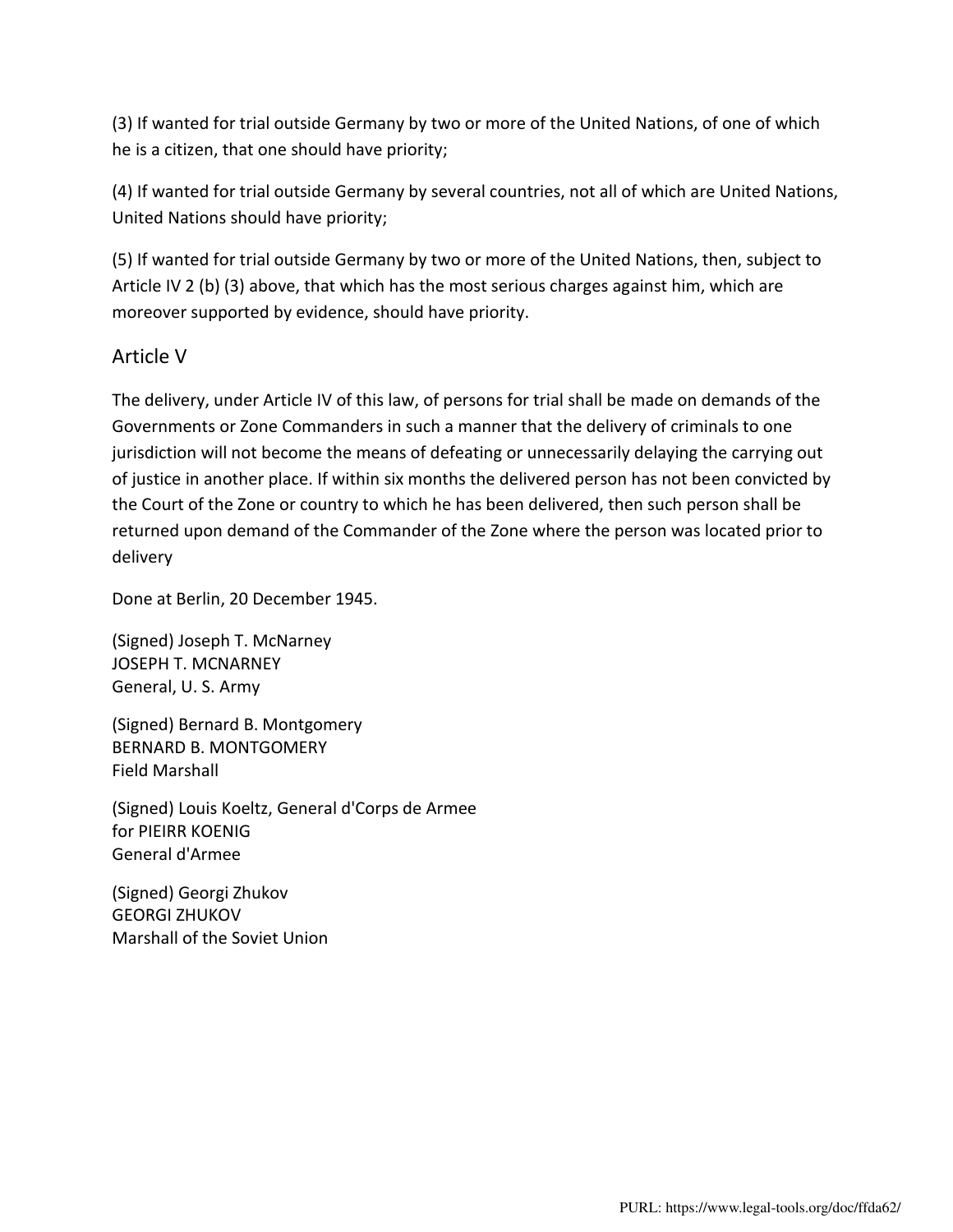(3) If wanted for trial outside Germany by two or more of the United Nations, of one of which he is a citizen, that one should have priority;

(4) If wanted for trial outside Germany by several countries, not all of which are United Nations, United Nations should have priority;

(5) If wanted for trial outside Germany by two or more of the United Nations, then, subject to Article IV 2 (b) (3) above, that which has the most serious charges against him, which are moreover supported by evidence, should have priority.

## Article V

The delivery, under Article IV of this law, of persons for trial shall be made on demands of the Governments or Zone Commanders in such a manner that the delivery of criminals to one jurisdiction will not become the means of defeating or unnecessarily delaying the carrying out of justice in another place. If within six months the delivered person has not been convicted by the Court of the Zone or country to which he has been delivered, then such person shall be returned upon demand of the Commander of the Zone where the person was located prior to delivery

Done at Berlin, 20 December 1945.

(Signed) Joseph T. McNarney
JOSEPH T. MCNARNEY
General, U. S. Army

(Signed) Bernard B. Montgomery
BERNARD B. MONTGOMERY
Field Marshall

(Signed) Louis Koeltz, General d'Corps de Armee
for PIEIRR KOENIG
General d'Armee

(Signed) Georgi Zhukov
GEORGI ZHUKOV
Marshall of the Soviet Union

PURL: https://www.legal-tools.org/doc/ffda62/